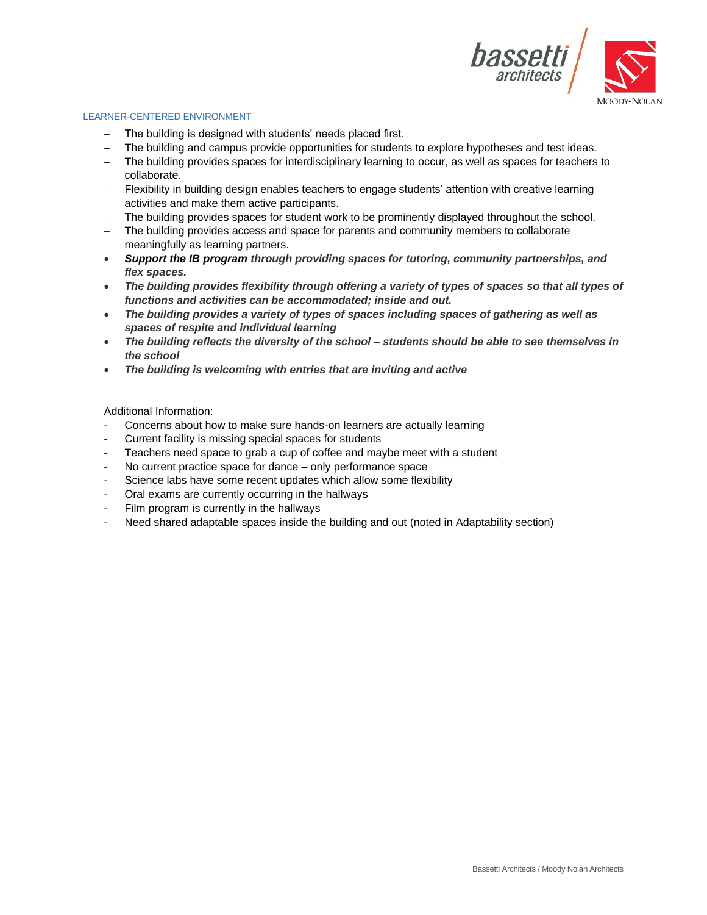## LEARNER-CENTERED ENVIRONMENT

- The building is designed with students' needs placed first.
- The building and campus provide opportunities for students to explore hypotheses and test ideas.
- The building provides spaces for interdisciplinary learning to occur, as well as spaces for teachers to collaborate.
- Flexibility in building design enables teachers to engage students' attention with creative learning activities and make them active participants.
- The building provides spaces for student work to be prominently displayed throughout the school.
- The building provides access and space for parents and community members to collaborate meaningfully as learning partners.
- ***Support the IB program** through providing spaces for tutoring, community partnerships, and flex spaces.*
- ***The building provides flexibility through offering a variety of types of spaces so that all types of functions and activities can be accommodated; inside and out.***
- ***The building provides a variety of types of spaces including spaces of gathering as well as spaces of respite and individual learning***
- ***The building reflects the diversity of the school – students should be able to see themselves in the school***
- ***The building is welcoming with entries that are inviting and active***

Additional Information:

- Concerns about how to make sure hands-on learners are actually learning
- Current facility is missing special spaces for students
- Teachers need space to grab a cup of coffee and maybe meet with a student
- No current practice space for dance – only performance space
- Science labs have some recent updates which allow some flexibility
- Oral exams are currently occurring in the hallways
- Film program is currently in the hallways
- Need shared adaptable spaces inside the building and out (noted in Adaptability section)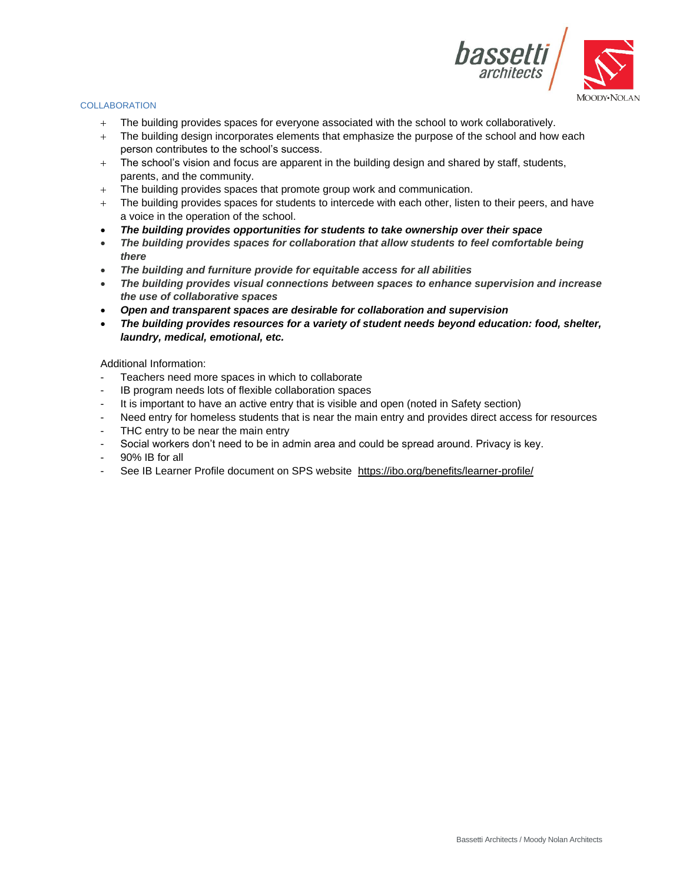## COLLABORATION

- The building provides spaces for everyone associated with the school to work collaboratively.
- The building design incorporates elements that emphasize the purpose of the school and how each person contributes to the school's success.
- The school's vision and focus are apparent in the building design and shared by staff, students, parents, and the community.
- The building provides spaces that promote group work and communication.
- The building provides spaces for students to intercede with each other, listen to their peers, and have a voice in the operation of the school.
- ***The building provides opportunities for students to take ownership over their space***
- ***The building provides spaces for collaboration that allow students to feel comfortable being there***
- ***The building and furniture provide for equitable access for all abilities***
- ***The building provides visual connections between spaces to enhance supervision and increase the use of collaborative spaces***
- ***Open and transparent spaces are desirable for collaboration and supervision***
- ***The building provides resources for a variety of student needs beyond education: food, shelter, laundry, medical, emotional, etc.***

Additional Information:

- Teachers need more spaces in which to collaborate
- IB program needs lots of flexible collaboration spaces
- It is important to have an active entry that is visible and open (noted in Safety section)
- Need entry for homeless students that is near the main entry and provides direct access for resources
- THC entry to be near the main entry
- Social workers don't need to be in admin area and could be spread around. Privacy is key.
- 90% IB for all
- See IB Learner Profile document on SPS website https://ibo.org/benefits/learner-profile/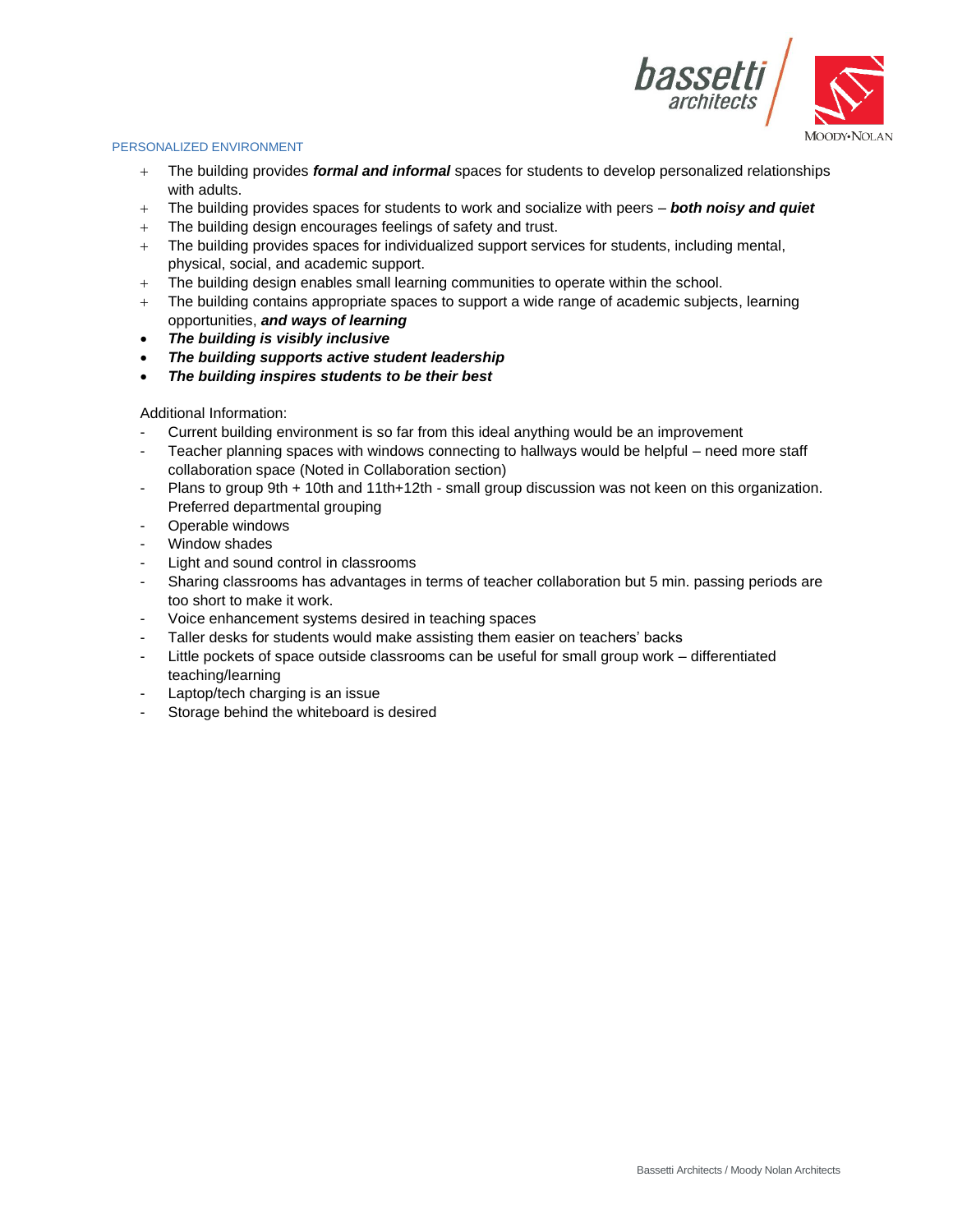## PERSONALIZED ENVIRONMENT

- The building provides ***formal and informal*** spaces for students to develop personalized relationships with adults.
- The building provides spaces for students to work and socialize with peers – ***both noisy and quiet***
- The building design encourages feelings of safety and trust.
- The building provides spaces for individualized support services for students, including mental, physical, social, and academic support.
- The building design enables small learning communities to operate within the school.
- The building contains appropriate spaces to support a wide range of academic subjects, learning opportunities, ***and ways of learning***
- ***The building is visibly inclusive***
- ***The building supports active student leadership***
- ***The building inspires students to be their best***

Additional Information:

- Current building environment is so far from this ideal anything would be an improvement
- Teacher planning spaces with windows connecting to hallways would be helpful – need more staff collaboration space (Noted in Collaboration section)
- Plans to group 9th + 10th and 11th+12th - small group discussion was not keen on this organization. Preferred departmental grouping
- Operable windows
- Window shades
- Light and sound control in classrooms
- Sharing classrooms has advantages in terms of teacher collaboration but 5 min. passing periods are too short to make it work.
- Voice enhancement systems desired in teaching spaces
- Taller desks for students would make assisting them easier on teachers' backs
- Little pockets of space outside classrooms can be useful for small group work – differentiated teaching/learning
- Laptop/tech charging is an issue
- Storage behind the whiteboard is desired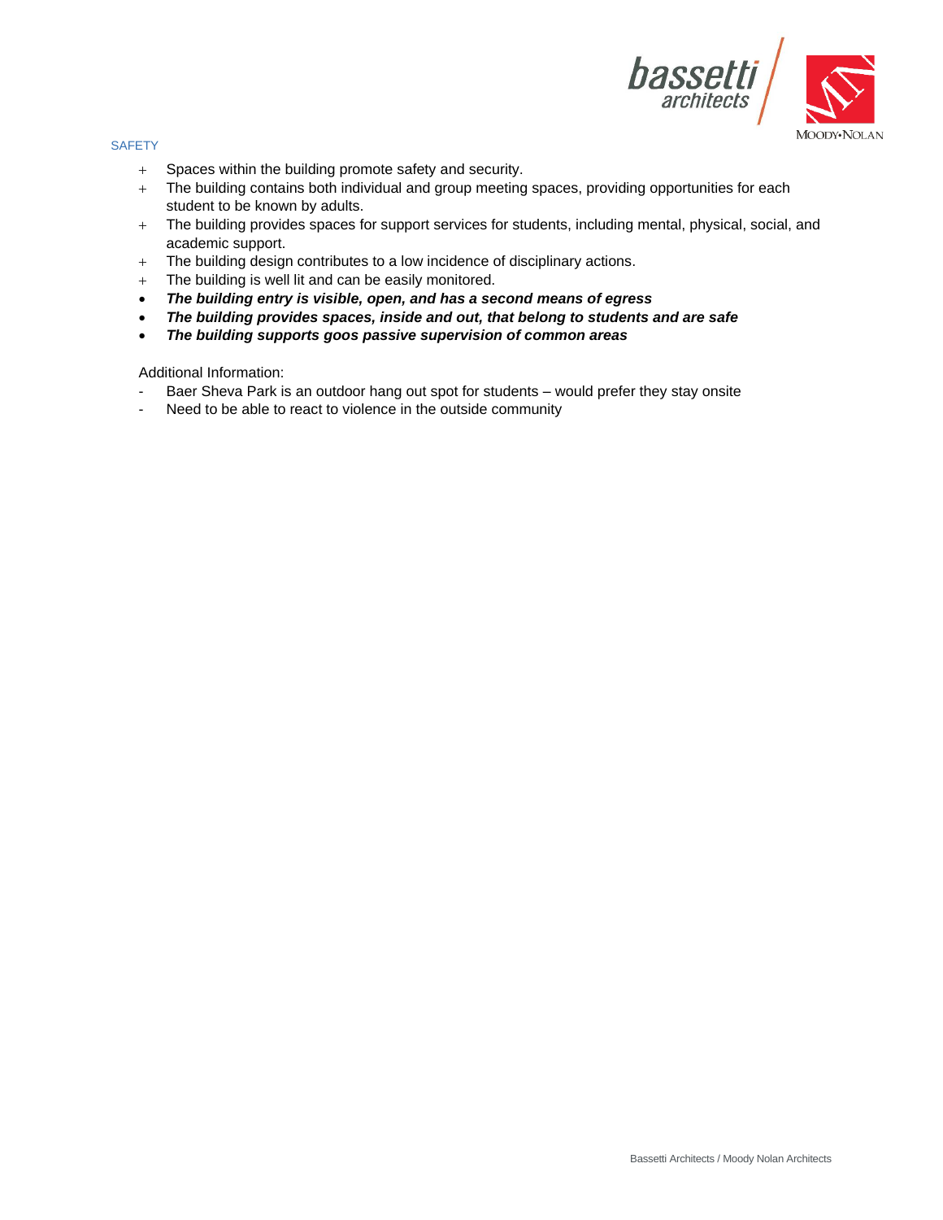SAFETY

- Spaces within the building promote safety and security.
- The building contains both individual and group meeting spaces, providing opportunities for each student to be known by adults.
- The building provides spaces for support services for students, including mental, physical, social, and academic support.
- The building design contributes to a low incidence of disciplinary actions.
- The building is well lit and can be easily monitored.
- ***The building entry is visible, open, and has a second means of egress***
- ***The building provides spaces, inside and out, that belong to students and are safe***
- ***The building supports goos passive supervision of common areas***

Additional Information:

- Baer Sheva Park is an outdoor hang out spot for students – would prefer they stay onsite
- Need to be able to react to violence in the outside community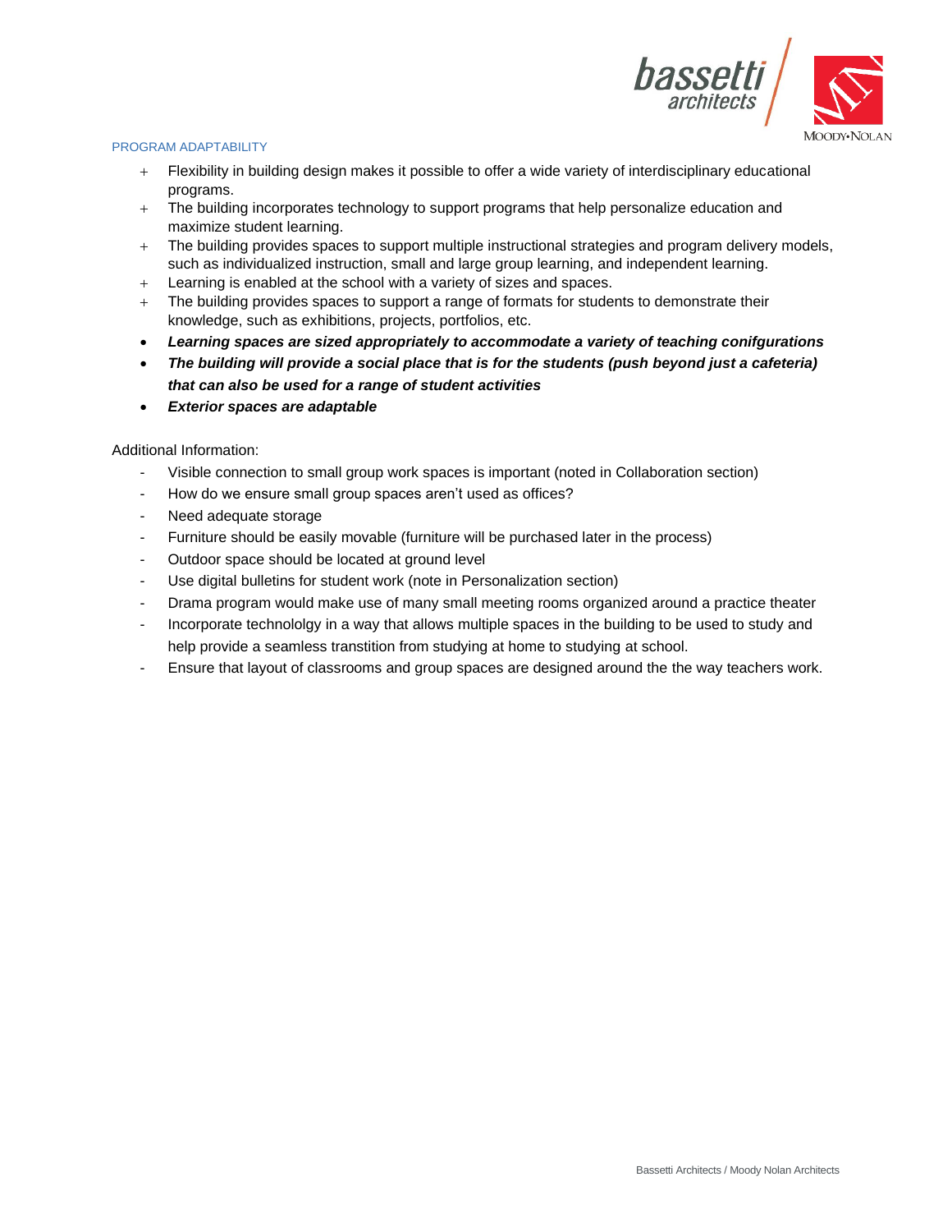## PROGRAM ADAPTABILITY

- Flexibility in building design makes it possible to offer a wide variety of interdisciplinary educational programs.
- The building incorporates technology to support programs that help personalize education and maximize student learning.
- The building provides spaces to support multiple instructional strategies and program delivery models, such as individualized instruction, small and large group learning, and independent learning.
- Learning is enabled at the school with a variety of sizes and spaces.
- The building provides spaces to support a range of formats for students to demonstrate their knowledge, such as exhibitions, projects, portfolios, etc.
- ***Learning spaces are sized appropriately to accommodate a variety of teaching conifgurations***
- ***The building will provide a social place that is for the students (push beyond just a cafeteria) that can also be used for a range of student activities***
- ***Exterior spaces are adaptable***

Additional Information:

- Visible connection to small group work spaces is important (noted in Collaboration section)
- How do we ensure small group spaces aren't used as offices?
- Need adequate storage
- Furniture should be easily movable (furniture will be purchased later in the process)
- Outdoor space should be located at ground level
- Use digital bulletins for student work (note in Personalization section)
- Drama program would make use of many small meeting rooms organized around a practice theater
- Incorporate technololgy in a way that allows multiple spaces in the building to be used to study and help provide a seamless transtition from studying at home to studying at school.
- Ensure that layout of classrooms and group spaces are designed around the the way teachers work.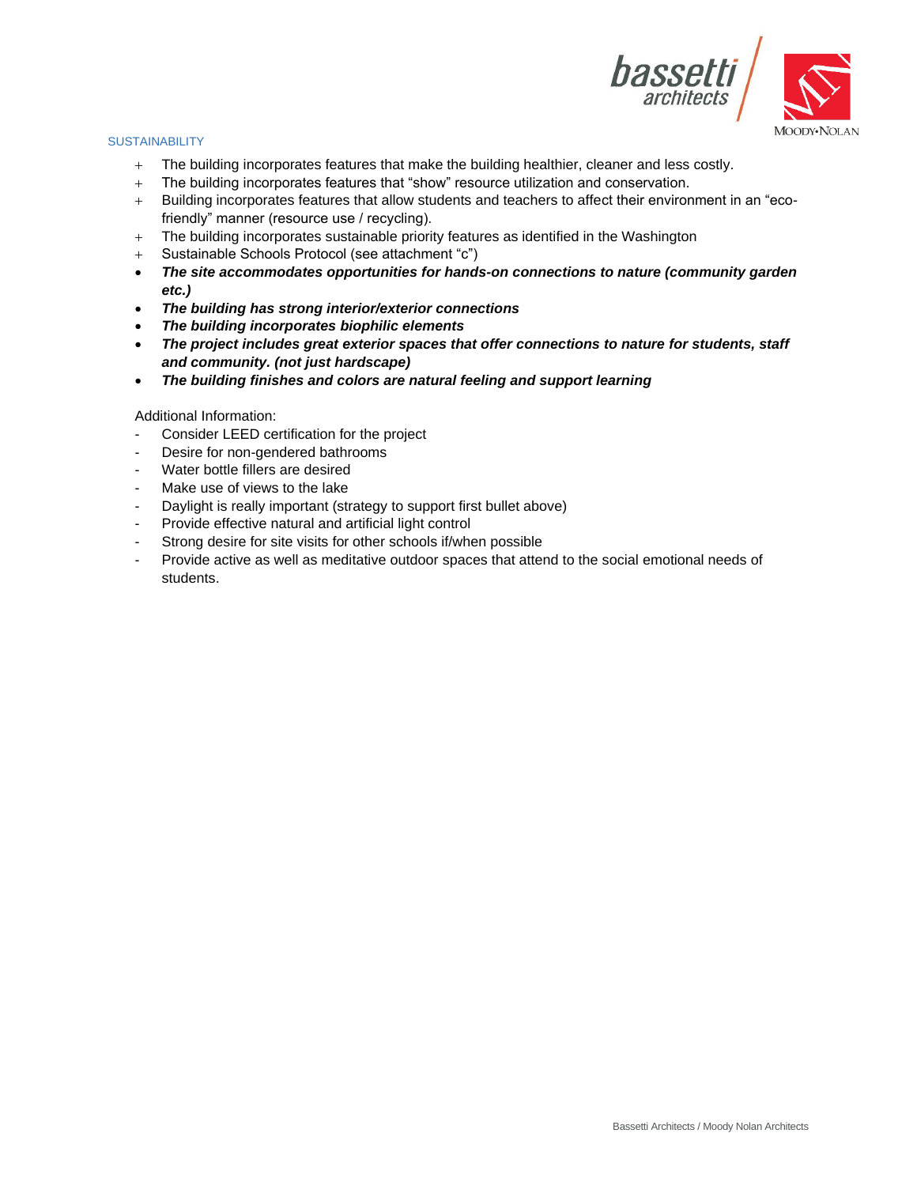## SUSTAINABILITY

- The building incorporates features that make the building healthier, cleaner and less costly.
- The building incorporates features that "show" resource utilization and conservation.
- Building incorporates features that allow students and teachers to affect their environment in an "eco-friendly" manner (resource use / recycling).
- The building incorporates sustainable priority features as identified in the Washington
- Sustainable Schools Protocol (see attachment "c")
- ***The site accommodates opportunities for hands-on connections to nature (community garden etc.)***
- ***The building has strong interior/exterior connections***
- ***The building incorporates biophilic elements***
- ***The project includes great exterior spaces that offer connections to nature for students, staff and community. (not just hardscape)***
- ***The building finishes and colors are natural feeling and support learning***

Additional Information:

- Consider LEED certification for the project
- Desire for non-gendered bathrooms
- Water bottle fillers are desired
- Make use of views to the lake
- Daylight is really important (strategy to support first bullet above)
- Provide effective natural and artificial light control
- Strong desire for site visits for other schools if/when possible
- Provide active as well as meditative outdoor spaces that attend to the social emotional needs of students.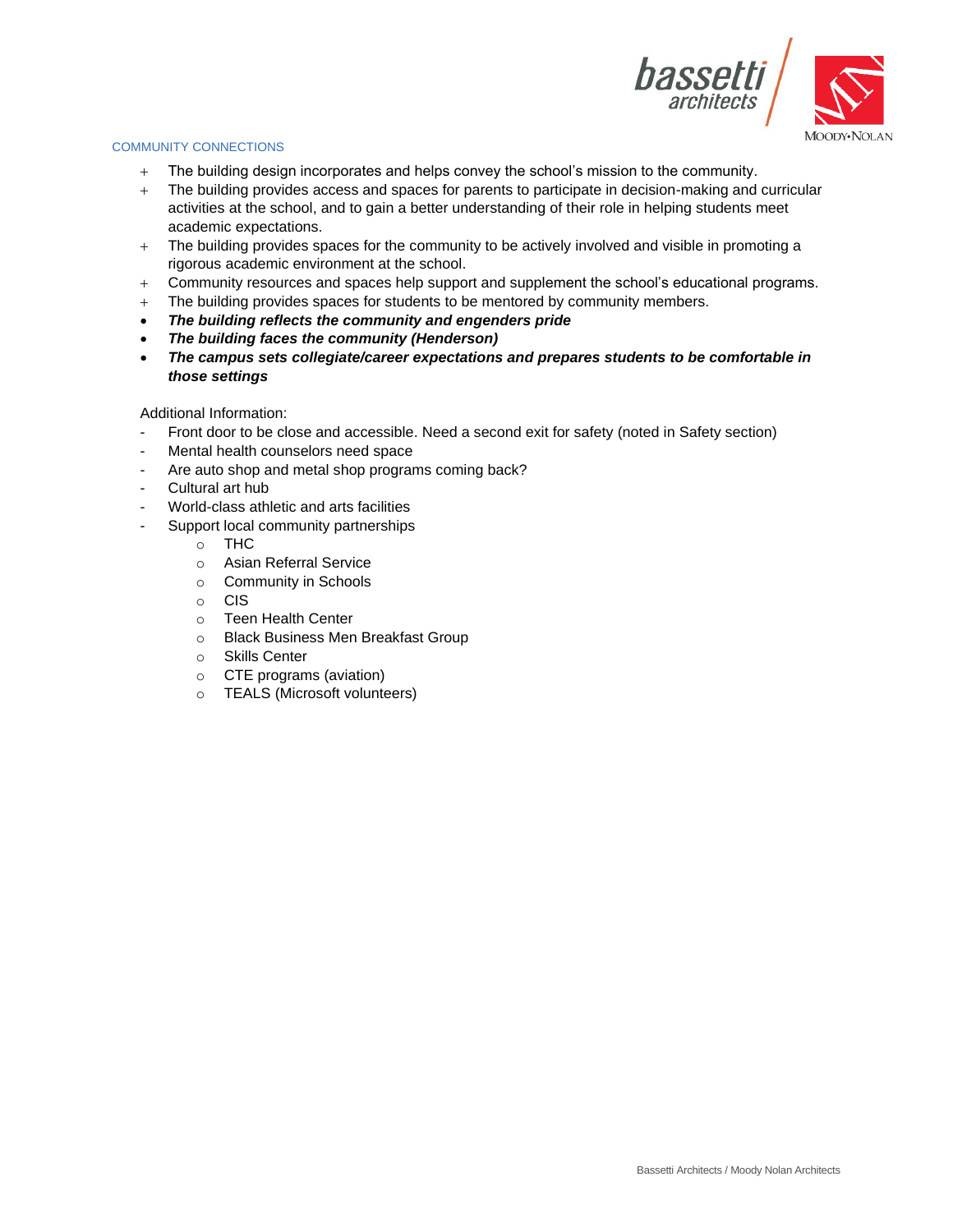## COMMUNITY CONNECTIONS

- The building design incorporates and helps convey the school's mission to the community.
- The building provides access and spaces for parents to participate in decision-making and curricular activities at the school, and to gain a better understanding of their role in helping students meet academic expectations.
- The building provides spaces for the community to be actively involved and visible in promoting a rigorous academic environment at the school.
- Community resources and spaces help support and supplement the school's educational programs.
- The building provides spaces for students to be mentored by community members.
- ***The building reflects the community and engenders pride***
- ***The building faces the community (Henderson)***
- ***The campus sets collegiate/career expectations and prepares students to be comfortable in those settings***

Additional Information:

- Front door to be close and accessible. Need a second exit for safety (noted in Safety section)
- Mental health counselors need space
- Are auto shop and metal shop programs coming back?
- Cultural art hub
- World-class athletic and arts facilities
- Support local community partnerships
  - THC
  - Asian Referral Service
  - Community in Schools
  - CIS
  - Teen Health Center
  - Black Business Men Breakfast Group
  - Skills Center
  - CTE programs (aviation)
  - TEALS (Microsoft volunteers)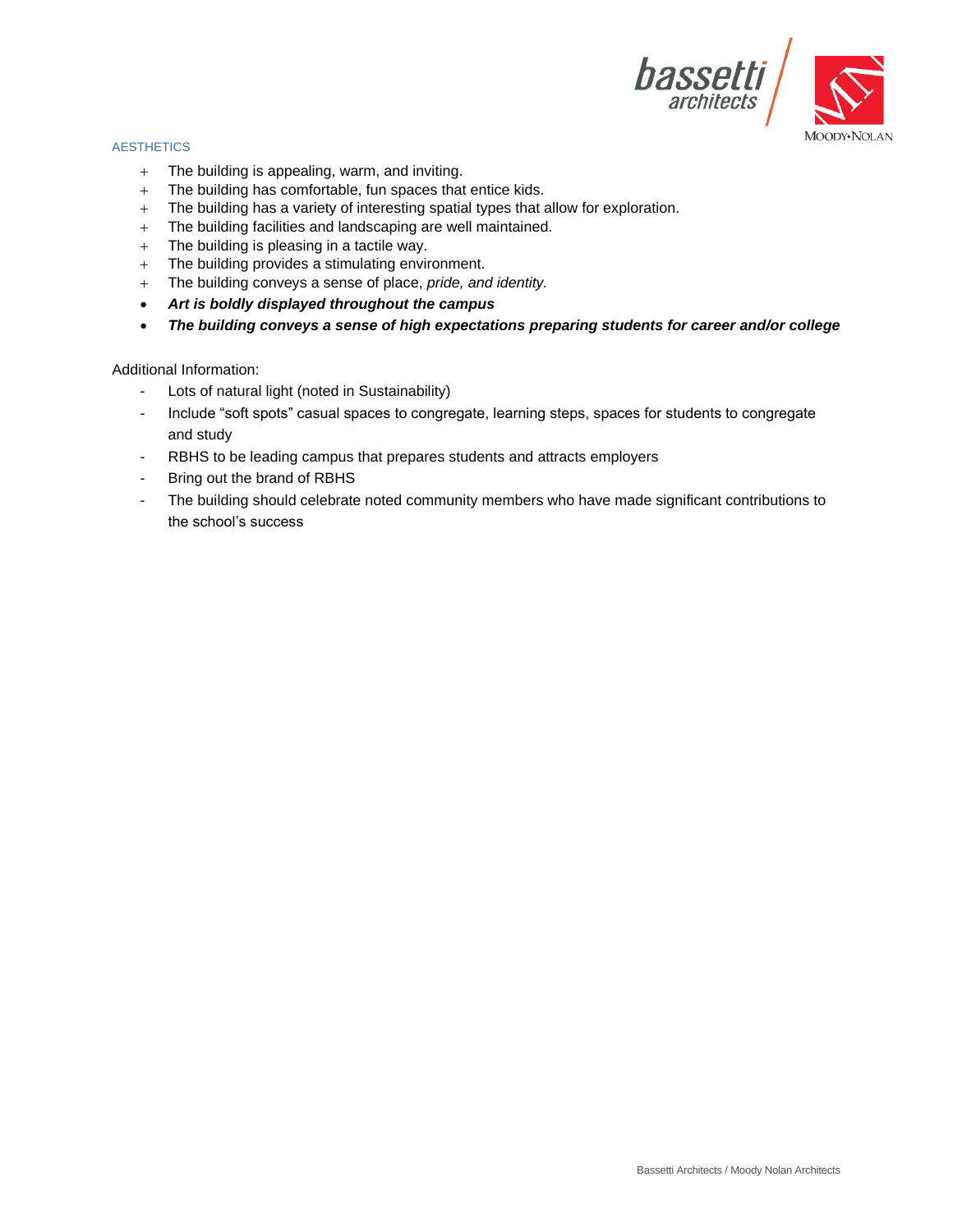## AESTHETICS

- The building is appealing, warm, and inviting.
- The building has comfortable, fun spaces that entice kids.
- The building has a variety of interesting spatial types that allow for exploration.
- The building facilities and landscaping are well maintained.
- The building is pleasing in a tactile way.
- The building provides a stimulating environment.
- The building conveys a sense of place, *pride, and identity.*
- ***Art is boldly displayed throughout the campus***
- ***The building conveys a sense of high expectations preparing students for career and/or college***

Additional Information:

- Lots of natural light (noted in Sustainability)
- Include "soft spots" casual spaces to congregate, learning steps, spaces for students to congregate and study
- RBHS to be leading campus that prepares students and attracts employers
- Bring out the brand of RBHS
- The building should celebrate noted community members who have made significant contributions to the school's success